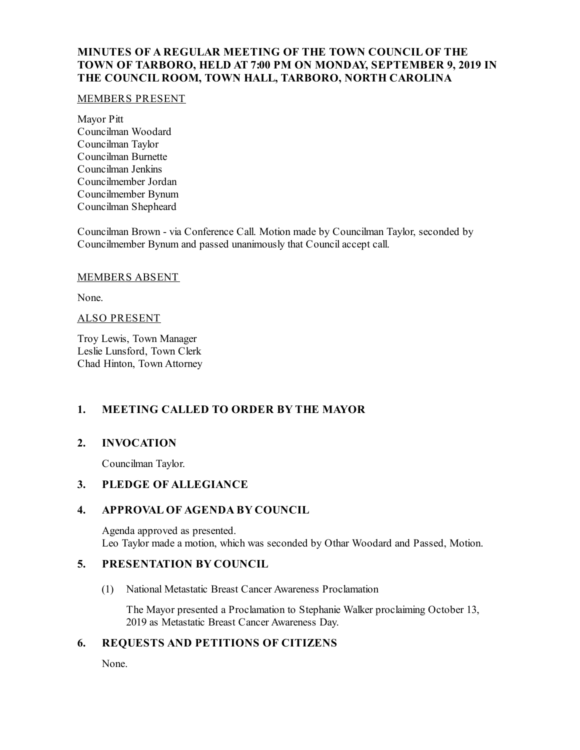# MINUTES OF A REGULAR MEETING OF THE TOWN COUNCIL OF THE TOWN OF TARBORO, HELD AT 7:00 PM ON MONDAY, SEPTEMBER 9, 2019 IN THE COUNCIL ROOM, TOWN HALL, TARBORO, NORTH CAROLINA

MEMBERS PRESENT

Mayor Pitt
Councilman Woodard
Councilman Taylor
Councilman Burnette
Councilman Jenkins
Councilmember Jordan
Councilmember Bynum
Councilman Shepheard

Councilman Brown - via Conference Call. Motion made by Councilman Taylor, seconded by Councilmember Bynum and passed unanimously that Council accept call.

MEMBERS ABSENT

None.

ALSO PRESENT

Troy Lewis, Town Manager
Leslie Lunsford, Town Clerk
Chad Hinton, Town Attorney

## 1. MEETING CALLED TO ORDER BY THE MAYOR

## 2. INVOCATION

Councilman Taylor.

## 3. PLEDGE OF ALLEGIANCE

## 4. APPROVAL OF AGENDA BY COUNCIL

Agenda approved as presented.
Leo Taylor made a motion, which was seconded by Othar Woodard and Passed, Motion.

## 5. PRESENTATION BY COUNCIL

(1) National Metastatic Breast Cancer Awareness Proclamation

The Mayor presented a Proclamation to Stephanie Walker proclaiming October 13, 2019 as Metastatic Breast Cancer Awareness Day.

## 6. REQUESTS AND PETITIONS OF CITIZENS

None.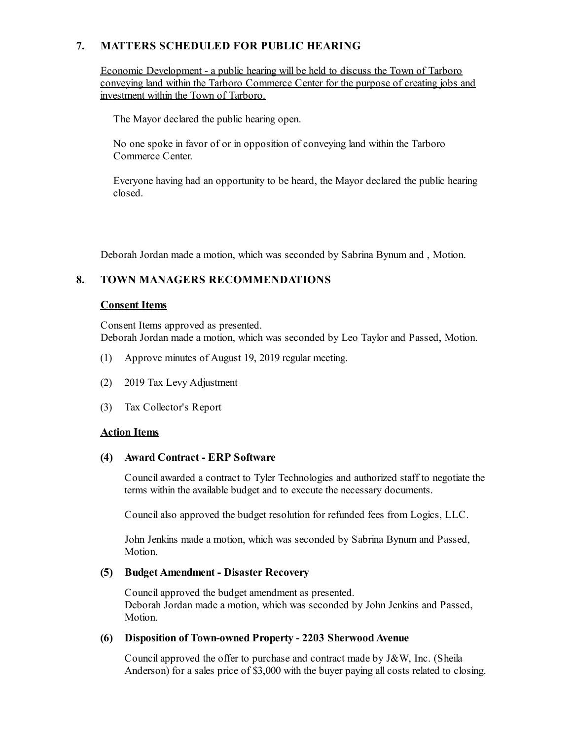## 7. MATTERS SCHEDULED FOR PUBLIC HEARING

<u>Economic Development - a public hearing will be held to discuss the Town of Tarboro conveying land within the Tarboro Commerce Center for the purpose of creating jobs and investment within the Town of Tarboro.</u>

The Mayor declared the public hearing open.

No one spoke in favor of or in opposition of conveying land within the Tarboro Commerce Center.

Everyone having had an opportunity to be heard, the Mayor declared the public hearing closed.

Deborah Jordan made a motion, which was seconded by Sabrina Bynum and , Motion.

## 8. TOWN MANAGERS RECOMMENDATIONS

### Consent Items

Consent Items approved as presented.
Deborah Jordan made a motion, which was seconded by Leo Taylor and Passed, Motion.

(1) Approve minutes of August 19, 2019 regular meeting.

(2) 2019 Tax Levy Adjustment

(3) Tax Collector's Report

### Action Items

#### (4) Award Contract - ERP Software

Council awarded a contract to Tyler Technologies and authorized staff to negotiate the terms within the available budget and to execute the necessary documents.

Council also approved the budget resolution for refunded fees from Logics, LLC.

John Jenkins made a motion, which was seconded by Sabrina Bynum and Passed, Motion.

#### (5) Budget Amendment - Disaster Recovery

Council approved the budget amendment as presented.
Deborah Jordan made a motion, which was seconded by John Jenkins and Passed, Motion.

#### (6) Disposition of Town-owned Property - 2203 Sherwood Avenue

Council approved the offer to purchase and contract made by J&W, Inc. (Sheila Anderson) for a sales price of $3,000 with the buyer paying all costs related to closing.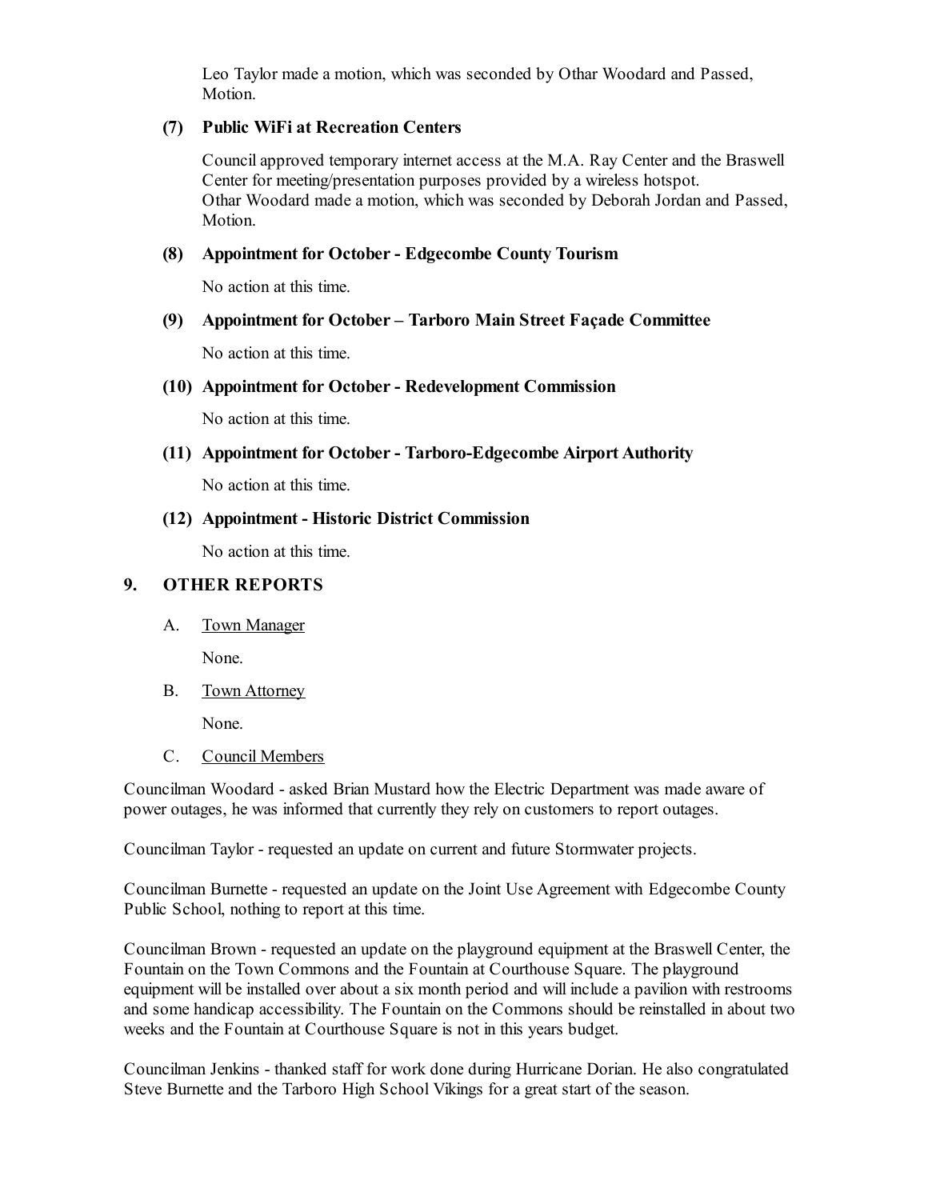Leo Taylor made a motion, which was seconded by Othar Woodard and Passed, Motion.

**(7) Public WiFi at Recreation Centers**

Council approved temporary internet access at the M.A. Ray Center and the Braswell Center for meeting/presentation purposes provided by a wireless hotspot.
Othar Woodard made a motion, which was seconded by Deborah Jordan and Passed, Motion.

**(8) Appointment for October - Edgecombe County Tourism**

No action at this time.

**(9) Appointment for October – Tarboro Main Street Façade Committee**

No action at this time.

**(10) Appointment for October - Redevelopment Commission**

No action at this time.

**(11) Appointment for October - Tarboro-Edgecombe Airport Authority**

No action at this time.

**(12) Appointment - Historic District Commission**

No action at this time.

## 9. OTHER REPORTS

A. Town Manager

None.

B. Town Attorney

None.

C. Council Members

Councilman Woodard - asked Brian Mustard how the Electric Department was made aware of power outages, he was informed that currently they rely on customers to report outages.

Councilman Taylor - requested an update on current and future Stormwater projects.

Councilman Burnette - requested an update on the Joint Use Agreement with Edgecombe County Public School, nothing to report at this time.

Councilman Brown - requested an update on the playground equipment at the Braswell Center, the Fountain on the Town Commons and the Fountain at Courthouse Square. The playground equipment will be installed over about a six month period and will include a pavilion with restrooms and some handicap accessibility. The Fountain on the Commons should be reinstalled in about two weeks and the Fountain at Courthouse Square is not in this years budget.

Councilman Jenkins - thanked staff for work done during Hurricane Dorian. He also congratulated Steve Burnette and the Tarboro High School Vikings for a great start of the season.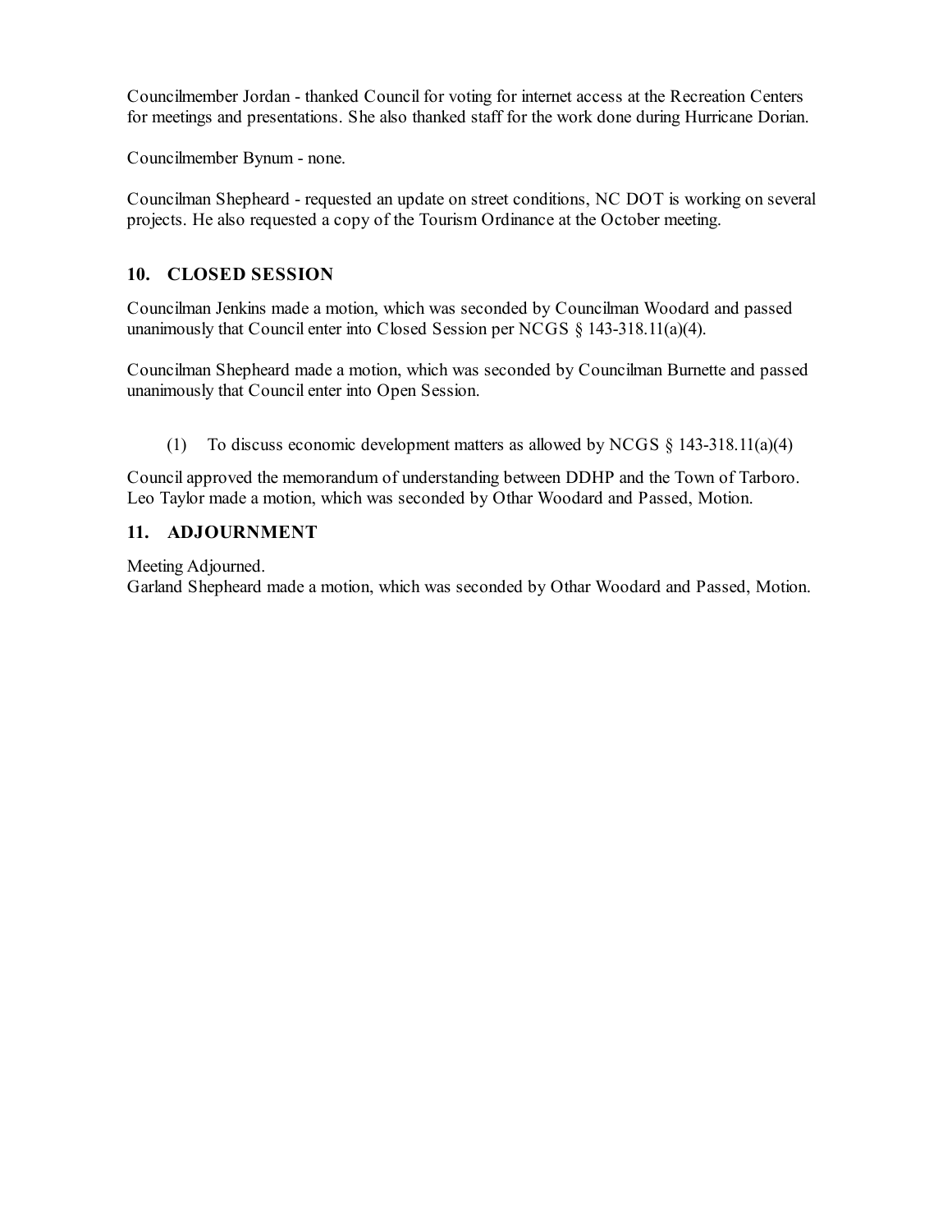Councilmember Jordan - thanked Council for voting for internet access at the Recreation Centers for meetings and presentations. She also thanked staff for the work done during Hurricane Dorian.

Councilmember Bynum - none.

Councilman Shepheard - requested an update on street conditions, NC DOT is working on several projects. He also requested a copy of the Tourism Ordinance at the October meeting.

## 10. CLOSED SESSION

Councilman Jenkins made a motion, which was seconded by Councilman Woodard and passed unanimously that Council enter into Closed Session per NCGS § 143-318.11(a)(4).

Councilman Shepheard made a motion, which was seconded by Councilman Burnette and passed unanimously that Council enter into Open Session.

(1) To discuss economic development matters as allowed by NCGS § 143-318.11(a)(4)

Council approved the memorandum of understanding between DDHP and the Town of Tarboro.
Leo Taylor made a motion, which was seconded by Othar Woodard and Passed, Motion.

## 11. ADJOURNMENT

Meeting Adjourned.
Garland Shepheard made a motion, which was seconded by Othar Woodard and Passed, Motion.